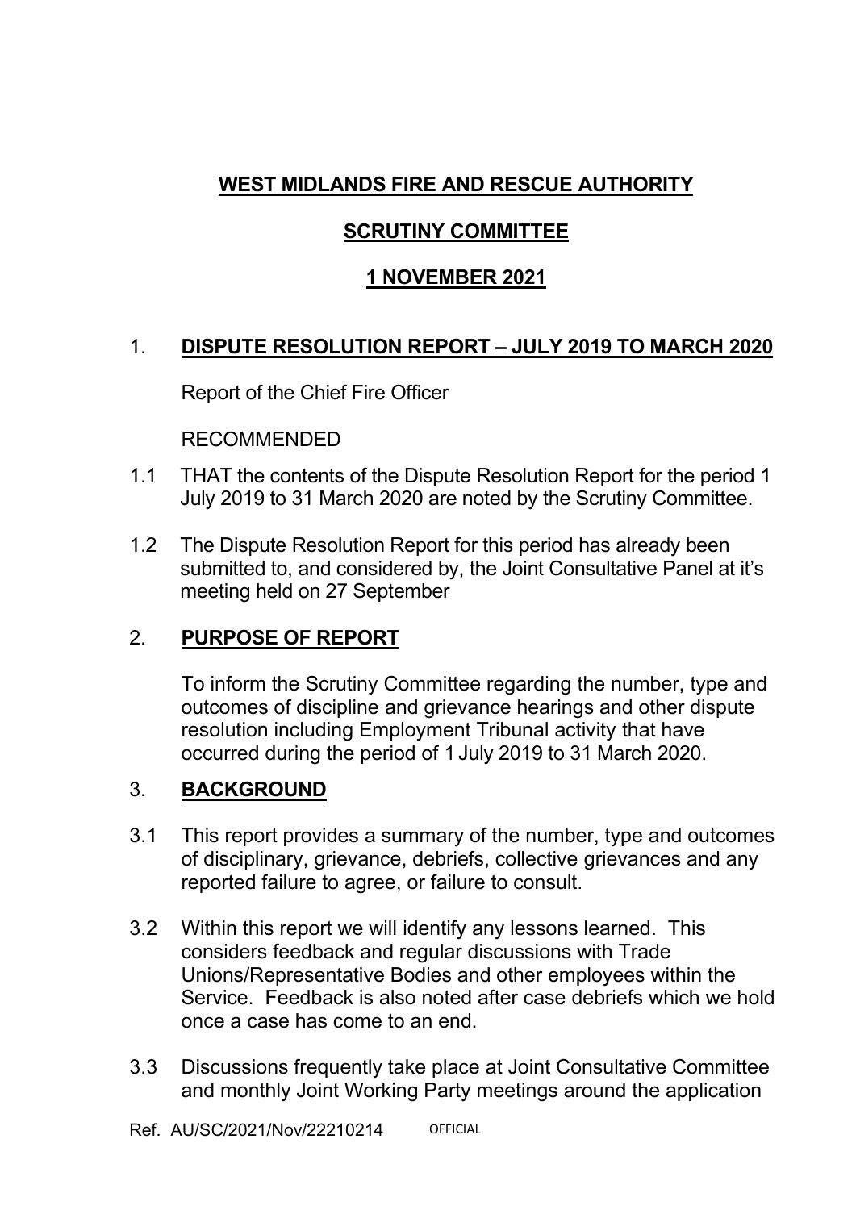# WEST MIDLANDS FIRE AND RESCUE AUTHORITY

## SCRUTINY COMMITTEE

## 1 NOVEMBER 2021

## 1. DISPUTE RESOLUTION REPORT – JULY 2019 TO MARCH 2020

Report of the Chief Fire Officer

RECOMMENDED

1.1 THAT the contents of the Dispute Resolution Report for the period 1 July 2019 to 31 March 2020 are noted by the Scrutiny Committee.

1.2 The Dispute Resolution Report for this period has already been submitted to, and considered by, the Joint Consultative Panel at it's meeting held on 27 September

## 2. PURPOSE OF REPORT

To inform the Scrutiny Committee regarding the number, type and outcomes of discipline and grievance hearings and other dispute resolution including Employment Tribunal activity that have occurred during the period of 1 July 2019 to 31 March 2020.

## 3. BACKGROUND

3.1 This report provides a summary of the number, type and outcomes of disciplinary, grievance, debriefs, collective grievances and any reported failure to agree, or failure to consult.

3.2 Within this report we will identify any lessons learned. This considers feedback and regular discussions with Trade Unions/Representative Bodies and other employees within the Service. Feedback is also noted after case debriefs which we hold once a case has come to an end.

3.3 Discussions frequently take place at Joint Consultative Committee and monthly Joint Working Party meetings around the application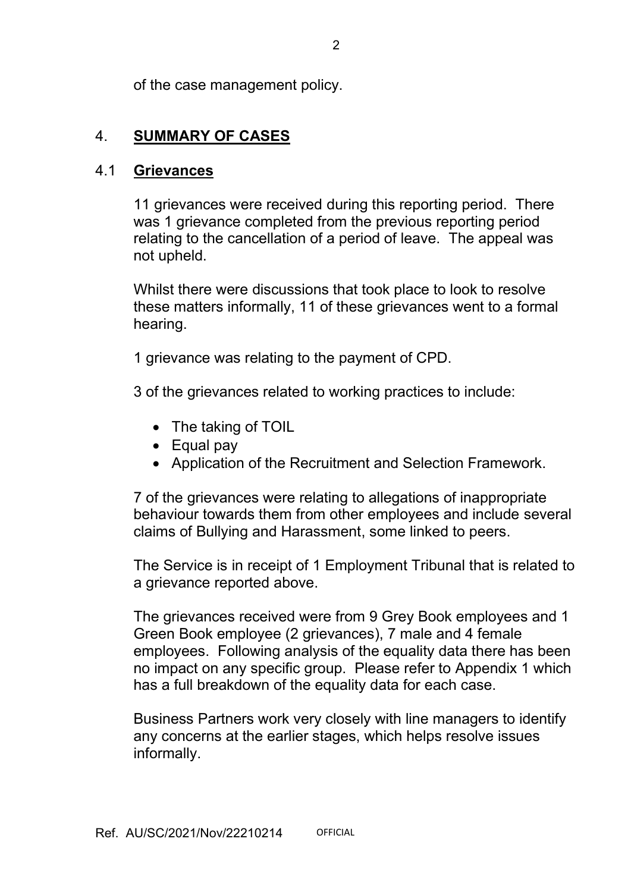of the case management policy.

## 4. SUMMARY OF CASES

### 4.1 Grievances

11 grievances were received during this reporting period. There was 1 grievance completed from the previous reporting period relating to the cancellation of a period of leave. The appeal was not upheld.

Whilst there were discussions that took place to look to resolve these matters informally, 11 of these grievances went to a formal hearing.

1 grievance was relating to the payment of CPD.

3 of the grievances related to working practices to include:

- The taking of TOIL
- Equal pay
- Application of the Recruitment and Selection Framework.

7 of the grievances were relating to allegations of inappropriate behaviour towards them from other employees and include several claims of Bullying and Harassment, some linked to peers.

The Service is in receipt of 1 Employment Tribunal that is related to a grievance reported above.

The grievances received were from 9 Grey Book employees and 1 Green Book employee (2 grievances), 7 male and 4 female employees. Following analysis of the equality data there has been no impact on any specific group. Please refer to Appendix 1 which has a full breakdown of the equality data for each case.

Business Partners work very closely with line managers to identify any concerns at the earlier stages, which helps resolve issues informally.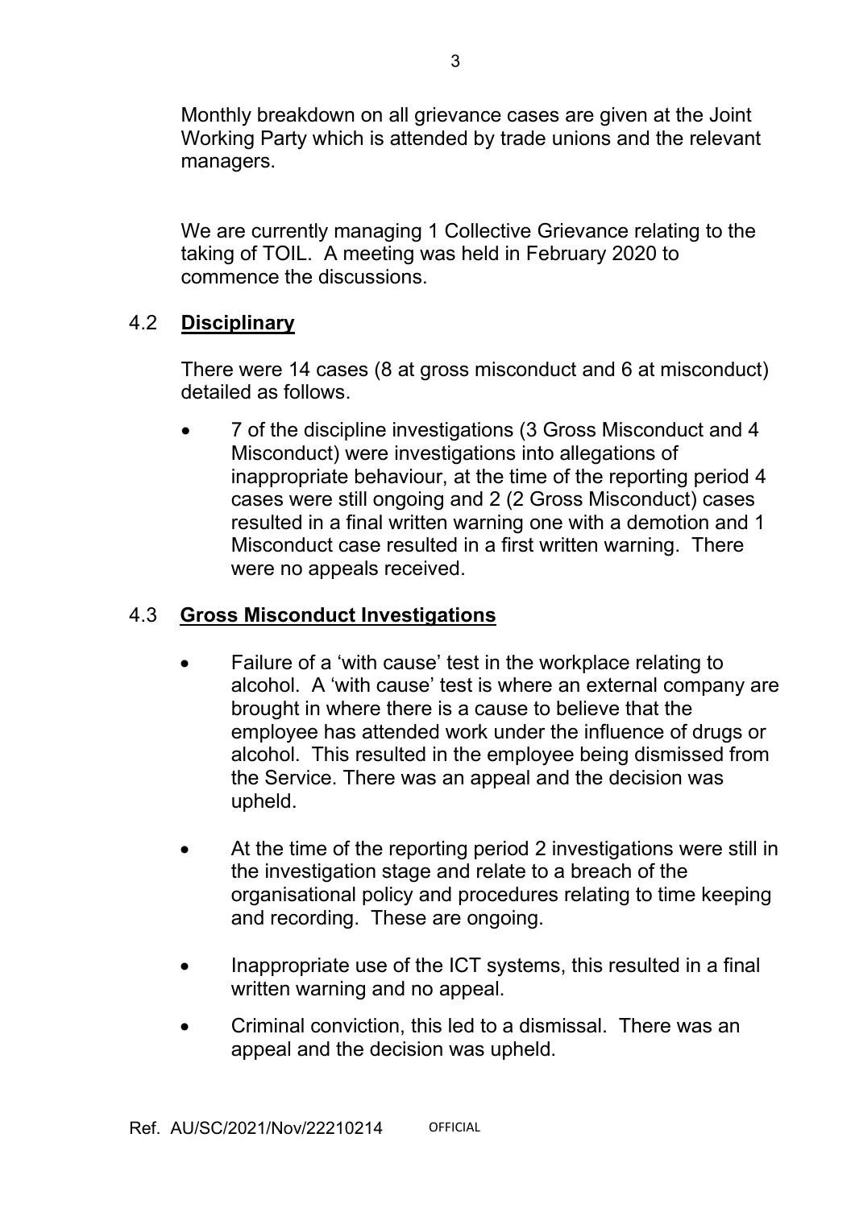Monthly breakdown on all grievance cases are given at the Joint Working Party which is attended by trade unions and the relevant managers.

We are currently managing 1 Collective Grievance relating to the taking of TOIL. A meeting was held in February 2020 to commence the discussions.

### 4.2 **Disciplinary**

There were 14 cases (8 at gross misconduct and 6 at misconduct) detailed as follows.

- 7 of the discipline investigations (3 Gross Misconduct and 4 Misconduct) were investigations into allegations of inappropriate behaviour, at the time of the reporting period 4 cases were still ongoing and 2 (2 Gross Misconduct) cases resulted in a final written warning one with a demotion and 1 Misconduct case resulted in a first written warning. There were no appeals received.

### 4.3 **Gross Misconduct Investigations**

- Failure of a 'with cause' test in the workplace relating to alcohol. A 'with cause' test is where an external company are brought in where there is a cause to believe that the employee has attended work under the influence of drugs or alcohol. This resulted in the employee being dismissed from the Service. There was an appeal and the decision was upheld.

- At the time of the reporting period 2 investigations were still in the investigation stage and relate to a breach of the organisational policy and procedures relating to time keeping and recording. These are ongoing.

- Inappropriate use of the ICT systems, this resulted in a final written warning and no appeal.

- Criminal conviction, this led to a dismissal. There was an appeal and the decision was upheld.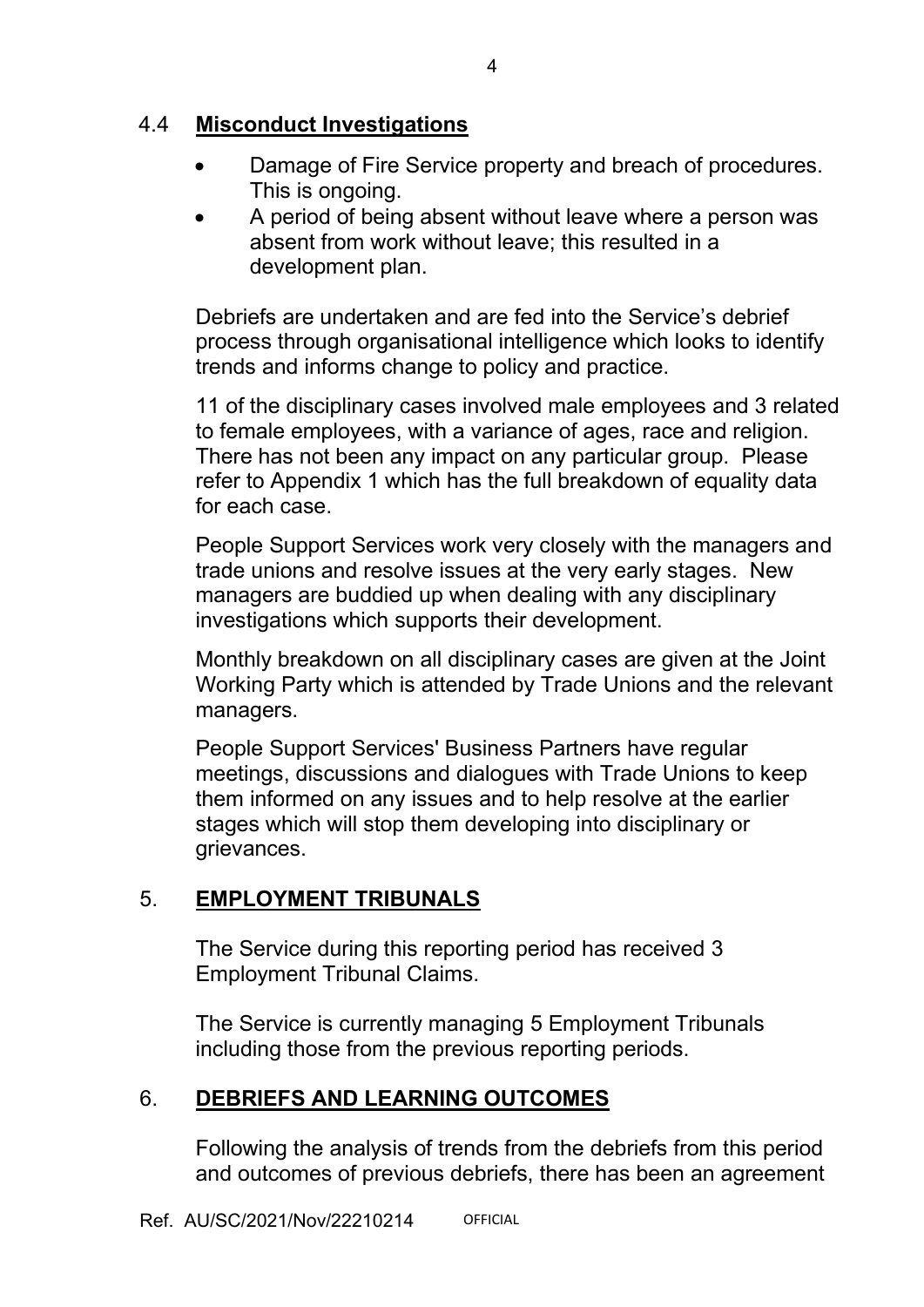### 4.4 **Misconduct Investigations**

- Damage of Fire Service property and breach of procedures. This is ongoing.
- A period of being absent without leave where a person was absent from work without leave; this resulted in a development plan.

Debriefs are undertaken and are fed into the Service's debrief process through organisational intelligence which looks to identify trends and informs change to policy and practice.

11 of the disciplinary cases involved male employees and 3 related to female employees, with a variance of ages, race and religion. There has not been any impact on any particular group. Please refer to Appendix 1 which has the full breakdown of equality data for each case.

People Support Services work very closely with the managers and trade unions and resolve issues at the very early stages. New managers are buddied up when dealing with any disciplinary investigations which supports their development.

Monthly breakdown on all disciplinary cases are given at the Joint Working Party which is attended by Trade Unions and the relevant managers.

People Support Services' Business Partners have regular meetings, discussions and dialogues with Trade Unions to keep them informed on any issues and to help resolve at the earlier stages which will stop them developing into disciplinary or grievances.

## 5. **EMPLOYMENT TRIBUNALS**

The Service during this reporting period has received 3 Employment Tribunal Claims.

The Service is currently managing 5 Employment Tribunals including those from the previous reporting periods.

## 6. **DEBRIEFS AND LEARNING OUTCOMES**

Following the analysis of trends from the debriefs from this period and outcomes of previous debriefs, there has been an agreement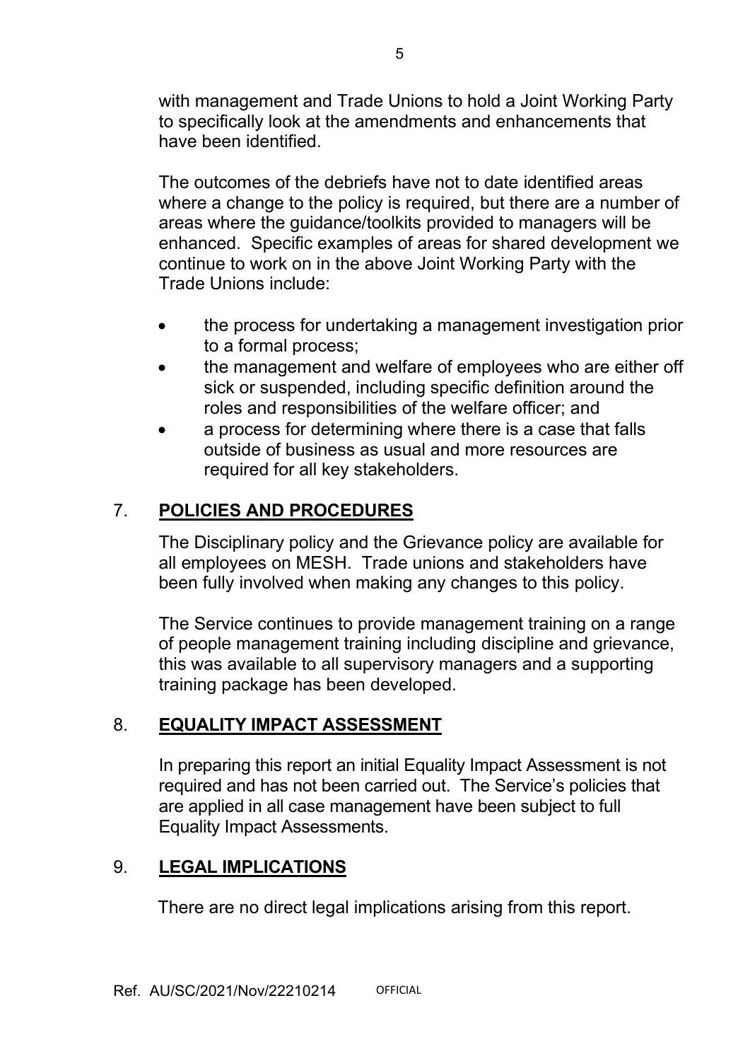with management and Trade Unions to hold a Joint Working Party to specifically look at the amendments and enhancements that have been identified.

The outcomes of the debriefs have not to date identified areas where a change to the policy is required, but there are a number of areas where the guidance/toolkits provided to managers will be enhanced. Specific examples of areas for shared development we continue to work on in the above Joint Working Party with the Trade Unions include:

- the process for undertaking a management investigation prior to a formal process;
- the management and welfare of employees who are either off sick or suspended, including specific definition around the roles and responsibilities of the welfare officer; and
- a process for determining where there is a case that falls outside of business as usual and more resources are required for all key stakeholders.

## 7. POLICIES AND PROCEDURES

The Disciplinary policy and the Grievance policy are available for all employees on MESH. Trade unions and stakeholders have been fully involved when making any changes to this policy.

The Service continues to provide management training on a range of people management training including discipline and grievance, this was available to all supervisory managers and a supporting training package has been developed.

## 8. EQUALITY IMPACT ASSESSMENT

In preparing this report an initial Equality Impact Assessment is not required and has not been carried out. The Service's policies that are applied in all case management have been subject to full Equality Impact Assessments.

## 9. LEGAL IMPLICATIONS

There are no direct legal implications arising from this report.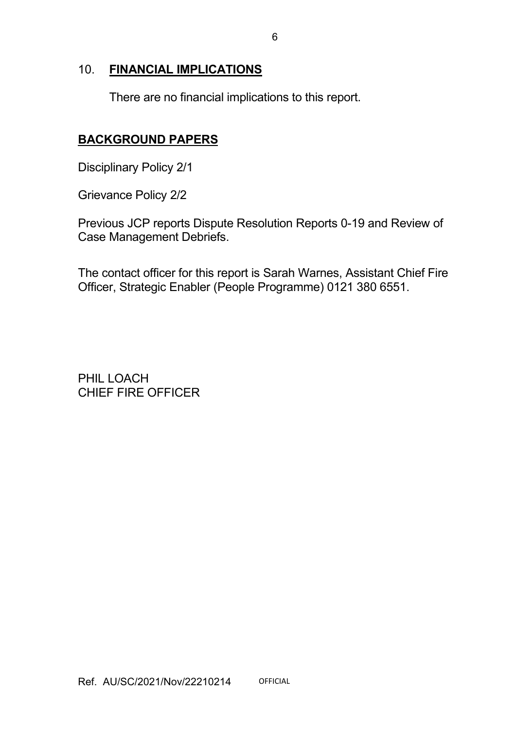## 10. **FINANCIAL IMPLICATIONS**

There are no financial implications to this report.

## **BACKGROUND PAPERS**

Disciplinary Policy 2/1

Grievance Policy 2/2

Previous JCP reports Dispute Resolution Reports 0-19 and Review of Case Management Debriefs.

The contact officer for this report is Sarah Warnes, Assistant Chief Fire Officer, Strategic Enabler (People Programme) 0121 380 6551.

PHIL LOACH
CHIEF FIRE OFFICER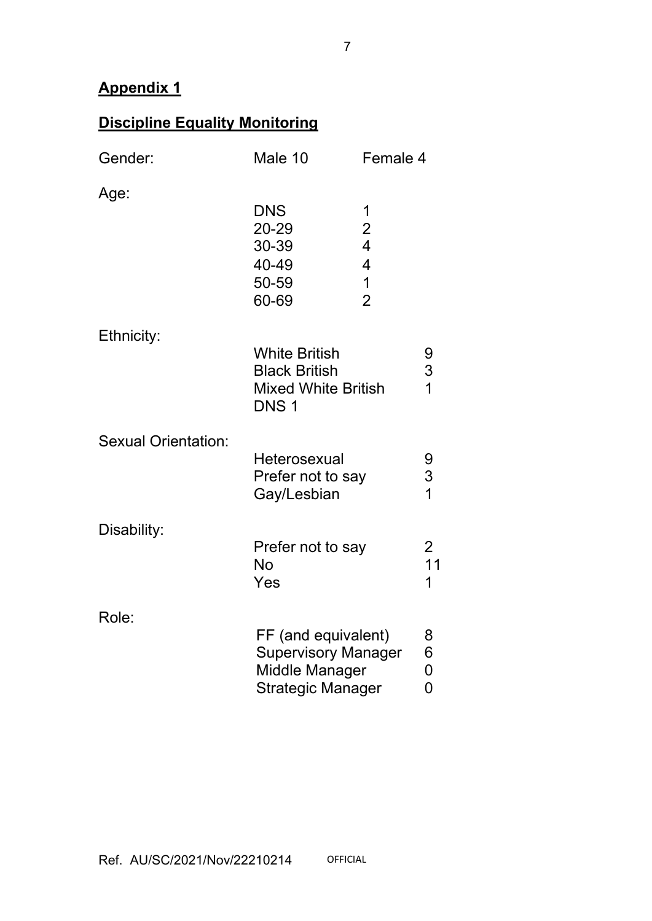## Appendix 1

## Discipline Equality Monitoring

Gender: Male 10 Female 4

Age:

| | |
|---|---|
| DNS | 1 |
| 20-29 | 2 |
| 30-39 | 4 |
| 40-49 | 4 |
| 50-59 | 1 |
| 60-69 | 2 |

Ethnicity:

| | |
|---|---|
| White British | 9 |
| Black British | 3 |
| Mixed White British | 1 |
| DNS 1 | |

Sexual Orientation:

| | |
|---|---|
| Heterosexual | 9 |
| Prefer not to say | 3 |
| Gay/Lesbian | 1 |

Disability:

| | |
|---|---|
| Prefer not to say | 2 |
| No | 11 |
| Yes | 1 |

Role:

| | |
|---|---|
| FF (and equivalent) | 8 |
| Supervisory Manager | 6 |
| Middle Manager | 0 |
| Strategic Manager | 0 |

Ref. AU/SC/2021/Nov/22210214 OFFICIAL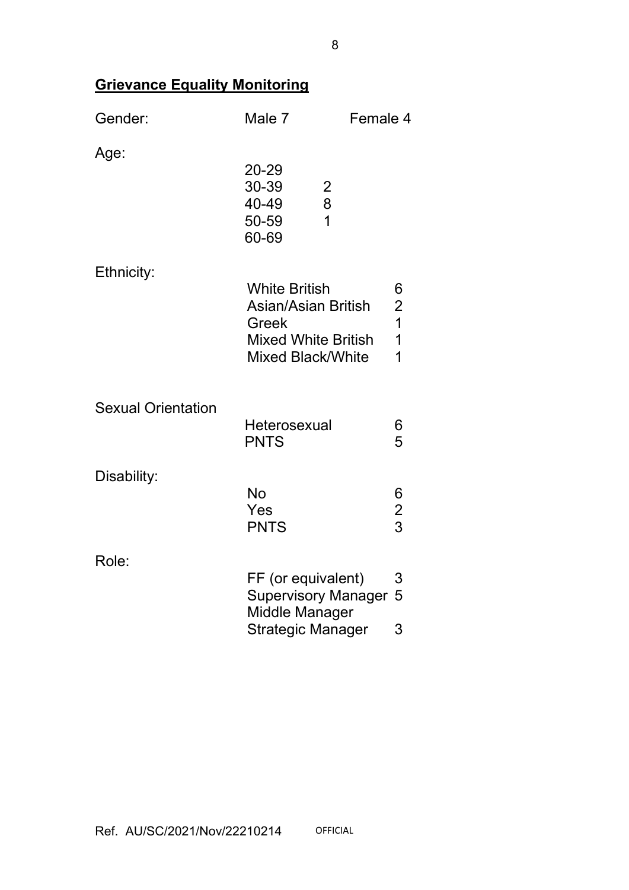## Grievance Equality Monitoring

Gender: Male 7 Female 4

Age:

| | |
|---|---|
| 20-29 | |
| 30-39 | 2 |
| 40-49 | 8 |
| 50-59 | 1 |
| 60-69 | |

Ethnicity:

| | |
|---|---|
| White British | 6 |
| Asian/Asian British | 2 |
| Greek | 1 |
| Mixed White British | 1 |
| Mixed Black/White | 1 |

Sexual Orientation

| | |
|---|---|
| Heterosexual | 6 |
| PNTS | 5 |

Disability:

| | |
|---|---|
| No | 6 |
| Yes | 2 |
| PNTS | 3 |

Role:

| | |
|---|---|
| FF (or equivalent) | 3 |
| Supervisory Manager | 5 |
| Middle Manager | |
| Strategic Manager | 3 |

Ref. AU/SC/2021/Nov/22210214 OFFICIAL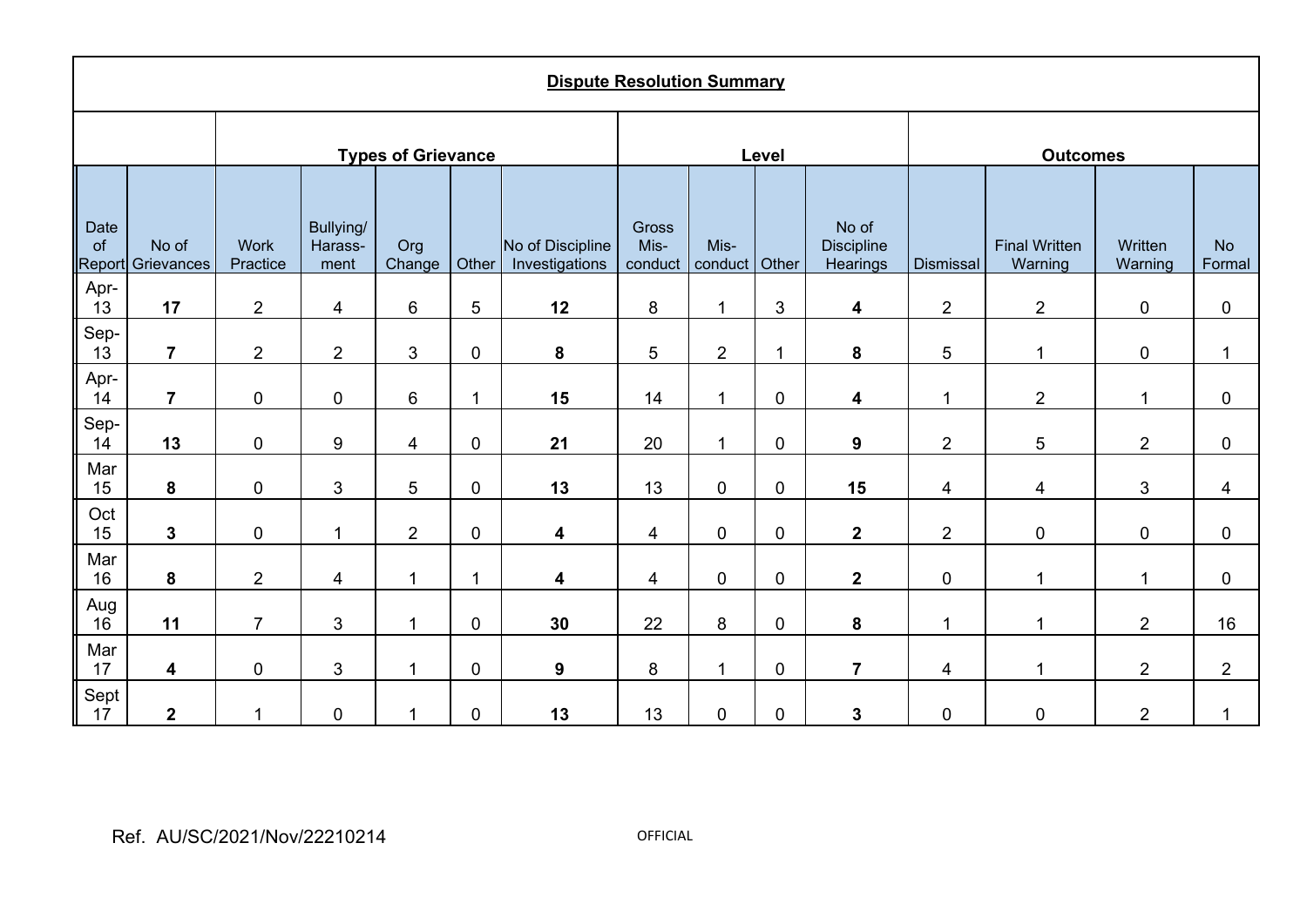## Dispute Resolution Summary

| | | Types of Grievance | | | | | Level | | | | Outcomes | | | |
|---|---|---|---|---|---|---|---|---|---|---|---|---|---|---|
| Date of Report | No of Grievances | Work Practice | Bullying/ Harass-ment | Org Change | Other | No of Discipline Investigations | Gross Mis-conduct | Mis-conduct | Other | No of Discipline Hearings | Dismissal | Final Written Warning | Written Warning | No Formal |
| Apr-13 | **17** | 2 | 4 | 6 | 5 | **12** | 8 | 1 | 3 | **4** | 2 | 2 | 0 | 0 |
| Sep-13 | **7** | 2 | 2 | 3 | 0 | **8** | 5 | 2 | 1 | **8** | 5 | 1 | 0 | 1 |
| Apr-14 | **7** | 0 | 0 | 6 | 1 | **15** | 14 | 1 | 0 | **4** | 1 | 2 | 1 | 0 |
| Sep-14 | **13** | 0 | 9 | 4 | 0 | **21** | 20 | 1 | 0 | **9** | 2 | 5 | 2 | 0 |
| Mar 15 | **8** | 0 | 3 | 5 | 0 | **13** | 13 | 0 | 0 | **15** | 4 | 4 | 3 | 4 |
| Oct 15 | **3** | 0 | 1 | 2 | 0 | **4** | 4 | 0 | 0 | **2** | 2 | 0 | 0 | 0 |
| Mar 16 | **8** | 2 | 4 | 1 | 1 | **4** | 4 | 0 | 0 | **2** | 0 | 1 | 1 | 0 |
| Aug 16 | **11** | 7 | 3 | 1 | 0 | **30** | 22 | 8 | 0 | **8** | 1 | 1 | 2 | 16 |
| Mar 17 | **4** | 0 | 3 | 1 | 0 | **9** | 8 | 1 | 0 | **7** | 4 | 1 | 2 | 2 |
| Sept 17 | **2** | 1 | 0 | 1 | 0 | **13** | 13 | 0 | 0 | **3** | 0 | 0 | 2 | 1 |

Ref. AU/SC/2021/Nov/22210214

OFFICIAL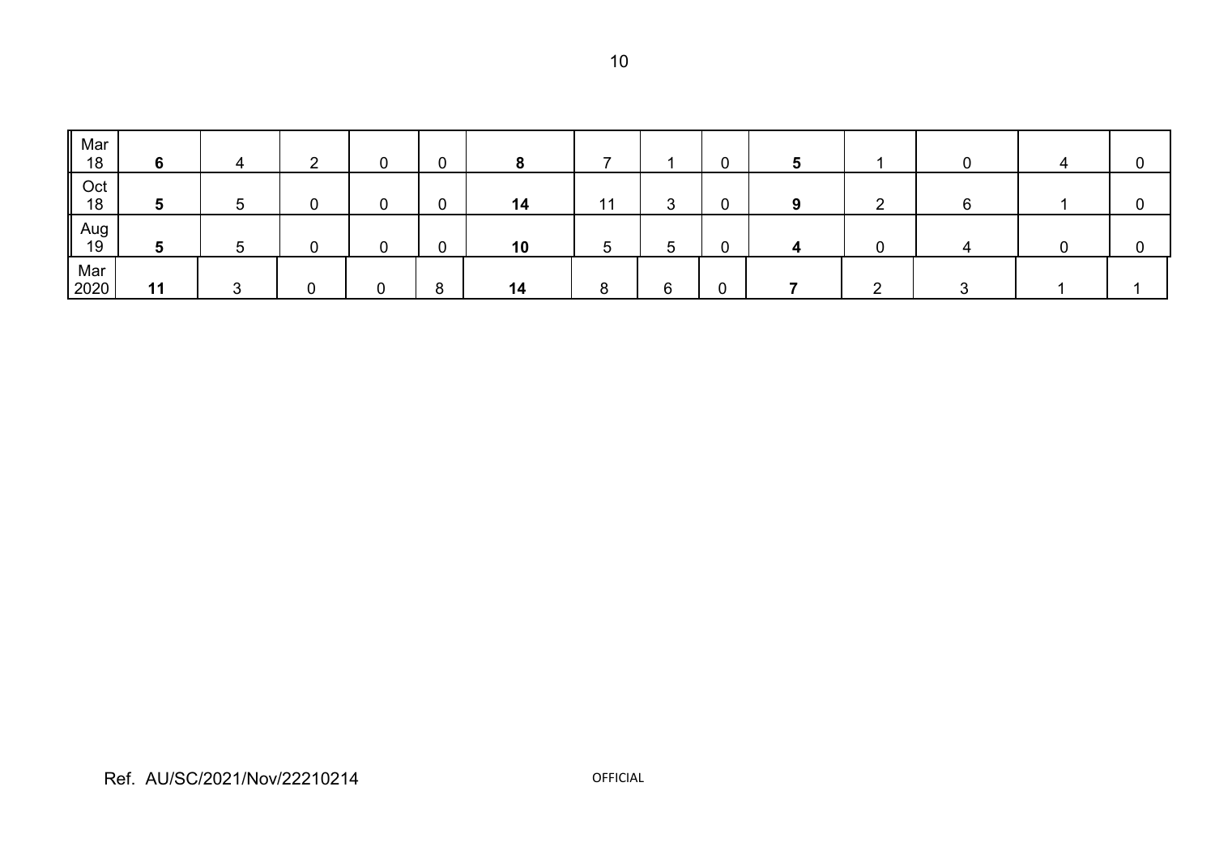| | | | | | | | | | | | | | | |
|---|---|---|---|---|---|---|---|---|---|---|---|---|---|---|
| Mar 18 | **6** | 4 | 2 | 0 | 0 | **8** | 7 | 1 | 0 | **5** | 1 | 0 | 4 | 0 |
| Oct 18 | **5** | 5 | 0 | 0 | 0 | **14** | 11 | 3 | 0 | **9** | 2 | 6 | 1 | 0 |
| Aug 19 | **5** | 5 | 0 | 0 | 0 | **10** | 5 | 5 | 0 | **4** | 0 | 4 | 0 | 0 |
| Mar 2020 | **11** | 3 | 0 | 0 | 8 | **14** | 8 | 6 | 0 | **7** | 2 | 3 | 1 | 1 |

Ref. AU/SC/2021/Nov/22210214

OFFICIAL